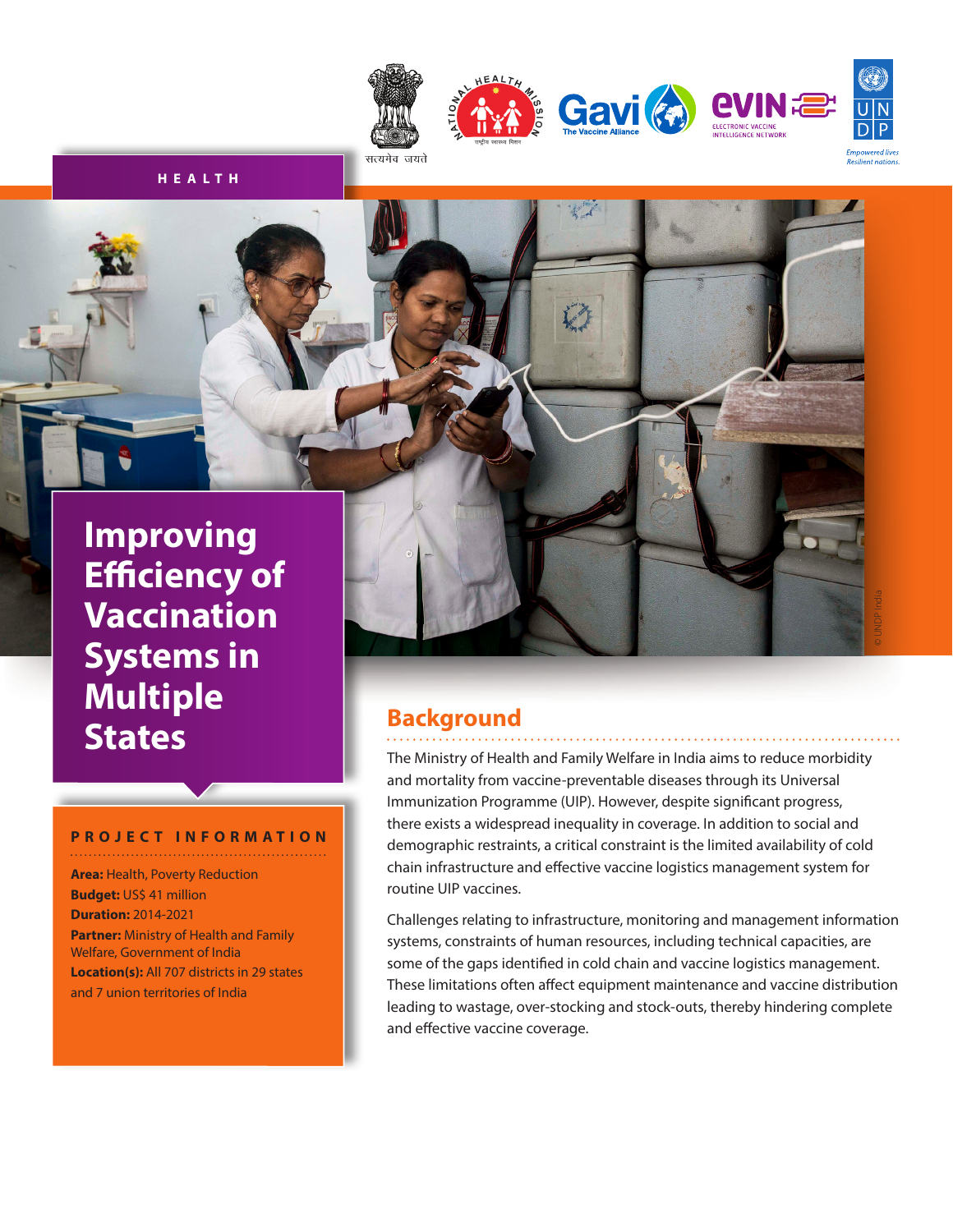HEALTH

# Improving Efficiency of Vaccination Systems in Multiple States

## PROJECT INFORMATION

**Area:** Health, Poverty Reduction
**Budget:** US$ 41 million
**Duration:** 2014-2021
**Partner:** Ministry of Health and Family Welfare, Government of India
**Location(s):** All 707 districts in 29 states and 7 union territories of India

## Background

The Ministry of Health and Family Welfare in India aims to reduce morbidity and mortality from vaccine-preventable diseases through its Universal Immunization Programme (UIP). However, despite significant progress, there exists a widespread inequality in coverage. In addition to social and demographic restraints, a critical constraint is the limited availability of cold chain infrastructure and effective vaccine logistics management system for routine UIP vaccines.

Challenges relating to infrastructure, monitoring and management information systems, constraints of human resources, including technical capacities, are some of the gaps identified in cold chain and vaccine logistics management. These limitations often affect equipment maintenance and vaccine distribution leading to wastage, over-stocking and stock-outs, thereby hindering complete and effective vaccine coverage.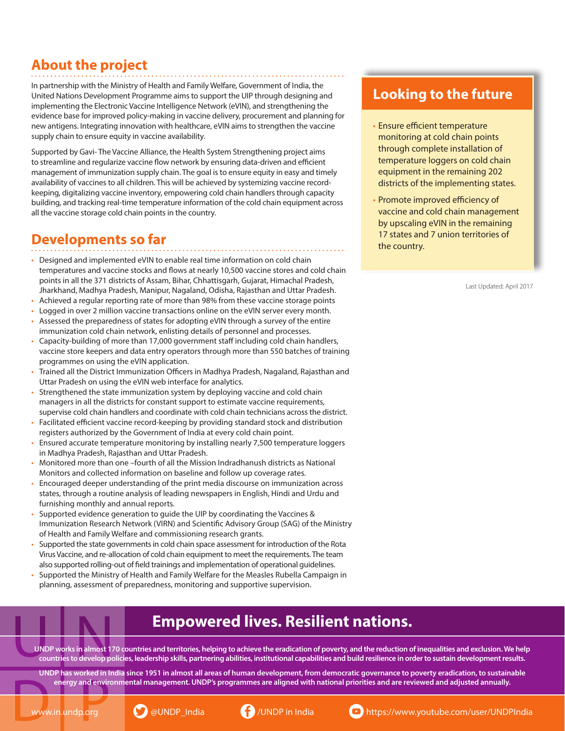## About the project

In partnership with the Ministry of Health and Family Welfare, Government of India, the United Nations Development Programme aims to support the UIP through designing and implementing the Electronic Vaccine Intelligence Network (eVIN), and strengthening the evidence base for improved policy-making in vaccine delivery, procurement and planning for new antigens. Integrating innovation with healthcare, eVIN aims to strengthen the vaccine supply chain to ensure equity in vaccine availability.

Supported by Gavi- The Vaccine Alliance, the Health System Strengthening project aims to streamline and regularize vaccine flow network by ensuring data-driven and efficient management of immunization supply chain. The goal is to ensure equity in easy and timely availability of vaccines to all children. This will be achieved by systemizing vaccine record-keeping, digitalizing vaccine inventory, empowering cold chain handlers through capacity building, and tracking real-time temperature information of the cold chain equipment across all the vaccine storage cold chain points in the country.

## Developments so far

- Designed and implemented eVIN to enable real time information on cold chain temperatures and vaccine stocks and flows at nearly 10,500 vaccine stores and cold chain points in all the 371 districts of Assam, Bihar, Chhattisgarh, Gujarat, Himachal Pradesh, Jharkhand, Madhya Pradesh, Manipur, Nagaland, Odisha, Rajasthan and Uttar Pradesh.
- Achieved a regular reporting rate of more than 98% from these vaccine storage points
- Logged in over 2 million vaccine transactions online on the eVIN server every month.
- Assessed the preparedness of states for adopting eVIN through a survey of the entire immunization cold chain network, enlisting details of personnel and processes.
- Capacity-building of more than 17,000 government staff including cold chain handlers, vaccine store keepers and data entry operators through more than 550 batches of training programmes on using the eVIN application.
- Trained all the District Immunization Officers in Madhya Pradesh, Nagaland, Rajasthan and Uttar Pradesh on using the eVIN web interface for analytics.
- Strengthened the state immunization system by deploying vaccine and cold chain managers in all the districts for constant support to estimate vaccine requirements, supervise cold chain handlers and coordinate with cold chain technicians across the district.
- Facilitated efficient vaccine record-keeping by providing standard stock and distribution registers authorized by the Government of India at every cold chain point.
- Ensured accurate temperature monitoring by installing nearly 7,500 temperature loggers in Madhya Pradesh, Rajasthan and Uttar Pradesh.
- Monitored more than one –fourth of all the Mission Indradhanush districts as National Monitors and collected information on baseline and follow up coverage rates.
- Encouraged deeper understanding of the print media discourse on immunization across states, through a routine analysis of leading newspapers in English, Hindi and Urdu and furnishing monthly and annual reports.
- Supported evidence generation to guide the UIP by coordinating the Vaccines & Immunization Research Network (VIRN) and Scientific Advisory Group (SAG) of the Ministry of Health and Family Welfare and commissioning research grants.
- Supported the state governments in cold chain space assessment for introduction of the Rota Virus Vaccine, and re-allocation of cold chain equipment to meet the requirements. The team also supported rolling-out of field trainings and implementation of operational guidelines.
- Supported the Ministry of Health and Family Welfare for the Measles Rubella Campaign in planning, assessment of preparedness, monitoring and supportive supervision.

## Looking to the future

- Ensure efficient temperature monitoring at cold chain points through complete installation of temperature loggers on cold chain equipment in the remaining 202 districts of the implementing states.
- Promote improved efficiency of vaccine and cold chain management by upscaling eVIN in the remaining 17 states and 7 union territories of the country.

Last Updated: April 2017

## Empowered lives. Resilient nations.

**UNDP works in almost 170 countries and territories, helping to achieve the eradication of poverty, and the reduction of inequalities and exclusion. We help countries to develop policies, leadership skills, partnering abilities, institutional capabilities and build resilience in order to sustain development results.**

**UNDP has worked in India since 1951 in almost all areas of human development, from democratic governance to poverty eradication, to sustainable energy and environmental management. UNDP's programmes are aligned with national priorities and are reviewed and adjusted annually.**

www.in.undp.org | @UNDP_India | /UNDP in India | https://www.youtube.com/user/UNDPIndia